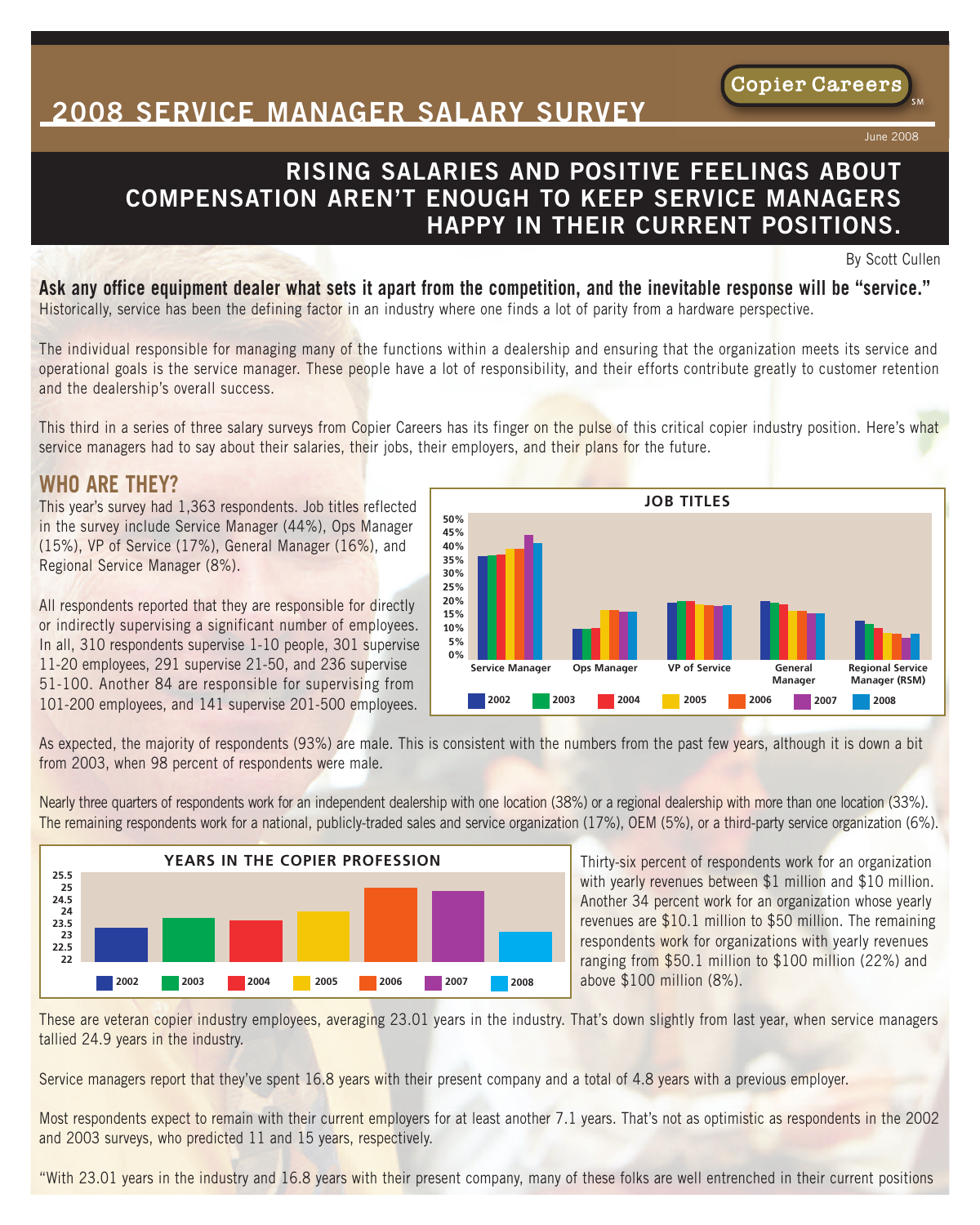# 2008 SERVICE MANAGER SALARY SURVEY

Copier Careers

June 2008

## RISING SALARIES AND POSITIVE FEELINGS ABOUT COMPENSATION AREN'T ENOUGH TO KEEP SERVICE MANAGERS HAPPY IN THEIR CURRENT POSITIONS.

By Scott Cullen

**Ask any office equipment dealer what sets it apart from the competition, and the inevitable response will be "service."** Historically, service has been the defining factor in an industry where one finds a lot of parity from a hardware perspective.

The individual responsible for managing many of the functions within a dealership and ensuring that the organization meets its service and operational goals is the service manager. These people have a lot of responsibility, and their efforts contribute greatly to customer retention and the dealership's overall success.

This third in a series of three salary surveys from Copier Careers has its finger on the pulse of this critical copier industry position. Here's what service managers had to say about their salaries, their jobs, their employers, and their plans for the future.

## WHO ARE THEY?

This year's survey had 1,363 respondents. Job titles reflected in the survey include Service Manager (44%), Ops Manager (15%), VP of Service (17%), General Manager (16%), and Regional Service Manager (8%).

All respondents reported that they are responsible for directly or indirectly supervising a significant number of employees. In all, 310 respondents supervise 1-10 people, 301 supervise 11-20 employees, 291 supervise 21-50, and 236 supervise 51-100. Another 84 are responsible for supervising from 101-200 employees, and 141 supervise 201-500 employees.

**JOB TITLES**

(Bar chart: Service Manager, Ops Manager, VP of Service, General Manager, Regional Service Manager (RSM); years 2002–2008; y-axis 0%–50%)

As expected, the majority of respondents (93%) are male. This is consistent with the numbers from the past few years, although it is down a bit from 2003, when 98 percent of respondents were male.

Nearly three quarters of respondents work for an independent dealership with one location (38%) or a regional dealership with more than one location (33%). The remaining respondents work for a national, publicly-traded sales and service organization (17%), OEM (5%), or a third-party service organization (6%).

**YEARS IN THE COPIER PROFESSION**

(Bar chart: years 2002–2008; y-axis 22–25.5)

Thirty-six percent of respondents work for an organization with yearly revenues between $1 million and $10 million. Another 34 percent work for an organization whose yearly revenues are $10.1 million to $50 million. The remaining respondents work for organizations with yearly revenues ranging from $50.1 million to $100 million (22%) and above $100 million (8%).

These are veteran copier industry employees, averaging 23.01 years in the industry. That's down slightly from last year, when service managers tallied 24.9 years in the industry.

Service managers report that they've spent 16.8 years with their present company and a total of 4.8 years with a previous employer.

Most respondents expect to remain with their current employers for at least another 7.1 years. That's not as optimistic as respondents in the 2002 and 2003 surveys, who predicted 11 and 15 years, respectively.

"With 23.01 years in the industry and 16.8 years with their present company, many of these folks are well entrenched in their current positions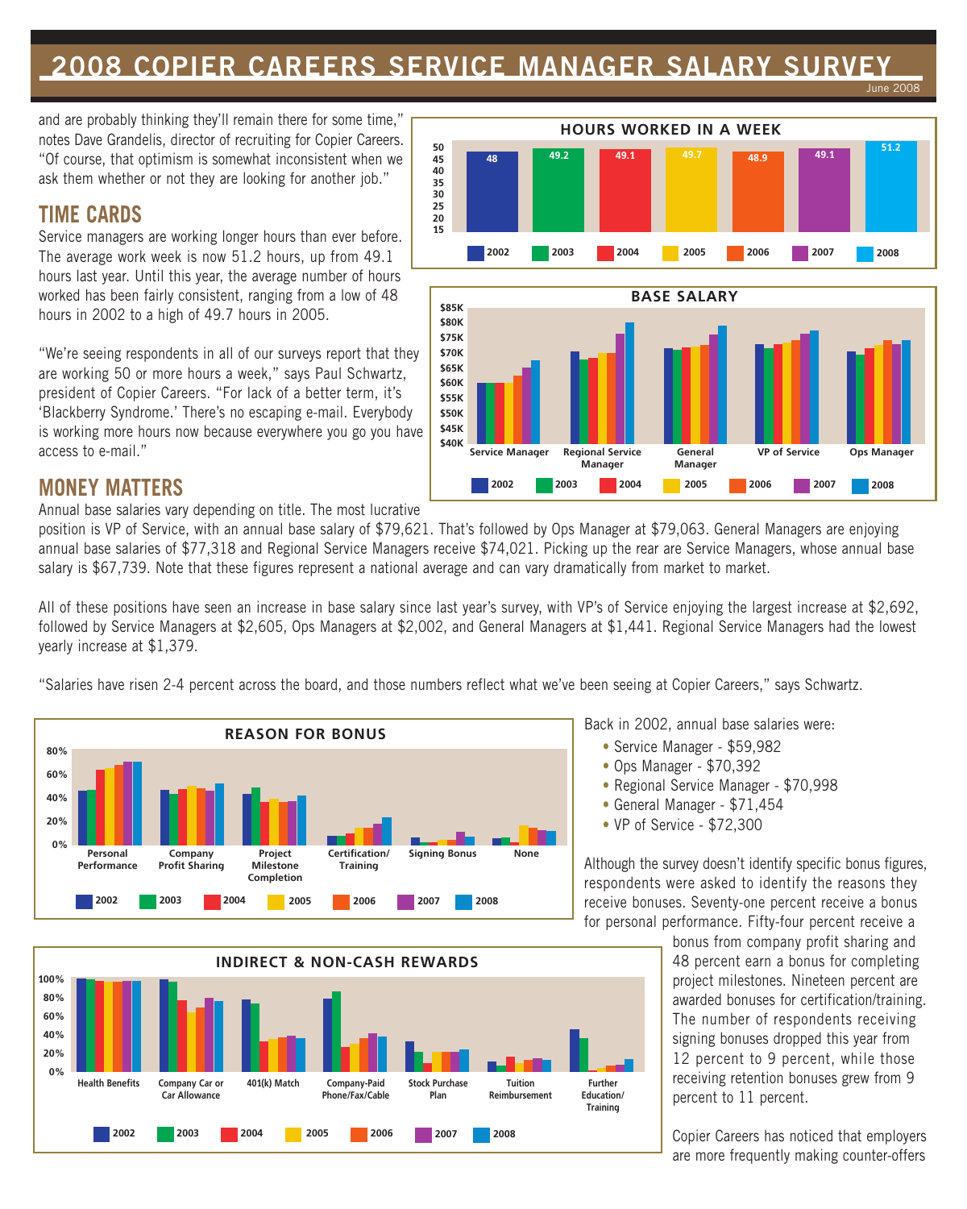# 2008 COPIER CAREERS SERVICE MANAGER SALARY SURVEY

June 2008

and are probably thinking they'll remain there for some time," notes Dave Grandelis, director of recruiting for Copier Careers. "Of course, that optimism is somewhat inconsistent when we ask them whether or not they are looking for another job."

## TIME CARDS

Service managers are working longer hours than ever before. The average work week is now 51.2 hours, up from 49.1 hours last year. Until this year, the average number of hours worked has been fairly consistent, ranging from a low of 48 hours in 2002 to a high of 49.7 hours in 2005.

"We're seeing respondents in all of our surveys report that they are working 50 or more hours a week," says Paul Schwartz, president of Copier Careers. "For lack of a better term, it's 'Blackberry Syndrome.' There's no escaping e-mail. Everybody is working more hours now because everywhere you go you have access to e-mail."

**HOURS WORKED IN A WEEK**

| 2002 | 2003 | 2004 | 2005 | 2006 | 2007 | 2008 |
|---|---|---|---|---|---|---|
| 48 | 49.2 | 49.1 | 49.7 | 48.9 | 49.1 | 51.2 |

**BASE SALARY**

(Chart: Service Manager, Regional Service Manager, General Manager, VP of Service, Ops Manager; 2002–2008)

## MONEY MATTERS

Annual base salaries vary depending on title. The most lucrative position is VP of Service, with an annual base salary of $79,621. That's followed by Ops Manager at $79,063. General Managers are enjoying annual base salaries of $77,318 and Regional Service Managers receive $74,021. Picking up the rear are Service Managers, whose annual base salary is $67,739. Note that these figures represent a national average and can vary dramatically from market to market.

All of these positions have seen an increase in base salary since last year's survey, with VP's of Service enjoying the largest increase at $2,692, followed by Service Managers at $2,605, Ops Managers at $2,002, and General Managers at $1,441. Regional Service Managers had the lowest yearly increase at $1,379.

"Salaries have risen 2-4 percent across the board, and those numbers reflect what we've been seeing at Copier Careers," says Schwartz.

**REASON FOR BONUS**

(Chart: Personal Performance, Company Profit Sharing, Project Milestone Completion, Certification/Training, Signing Bonus, None; 2002–2008)

**INDIRECT & NON-CASH REWARDS**

(Chart: Health Benefits, Company Car or Car Allowance, 401(k) Match, Company-Paid Phone/Fax/Cable, Stock Purchase Plan, Tuition Reimbursement, Further Education/Training; 2002–2008)

Back in 2002, annual base salaries were:

- Service Manager - $59,982
- Ops Manager - $70,392
- Regional Service Manager - $70,998
- General Manager - $71,454
- VP of Service - $72,300

Although the survey doesn't identify specific bonus figures, respondents were asked to identify the reasons they receive bonuses. Seventy-one percent receive a bonus for personal performance. Fifty-four percent receive a bonus from company profit sharing and 48 percent earn a bonus for completing project milestones. Nineteen percent are awarded bonuses for certification/training. The number of respondents receiving signing bonuses dropped this year from 12 percent to 9 percent, while those receiving retention bonuses grew from 9 percent to 11 percent.

Copier Careers has noticed that employers are more frequently making counter-offers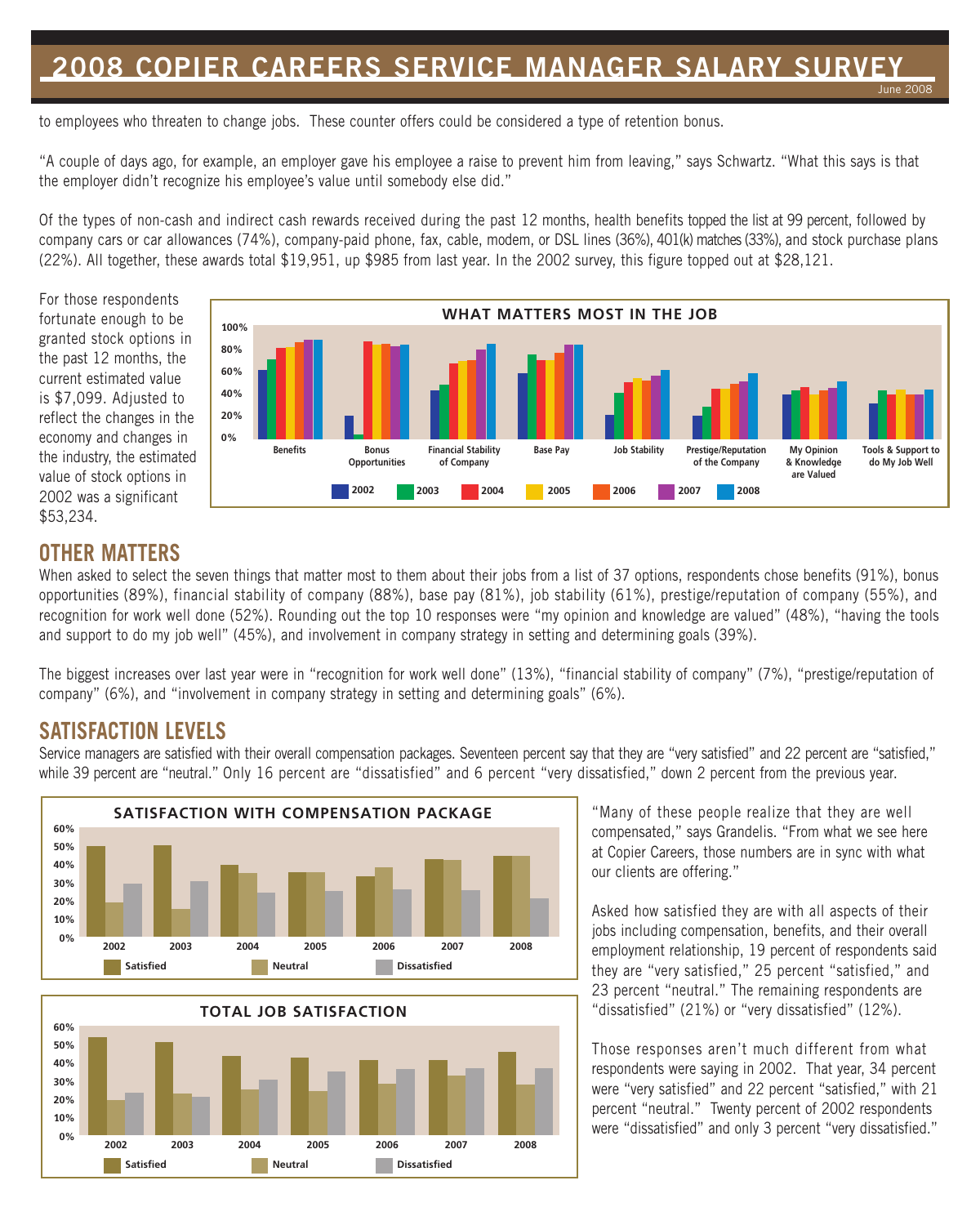to employees who threaten to change jobs. These counter offers could be considered a type of retention bonus.

"A couple of days ago, for example, an employer gave his employee a raise to prevent him from leaving," says Schwartz. "What this says is that the employer didn't recognize his employee's value until somebody else did."

Of the types of non-cash and indirect cash rewards received during the past 12 months, health benefits topped the list at 99 percent, followed by company cars or car allowances (74%), company-paid phone, fax, cable, modem, or DSL lines (36%), 401(k) matches (33%), and stock purchase plans (22%). All together, these awards total $19,951, up $985 from last year. In the 2002 survey, this figure topped out at $28,121.

For those respondents fortunate enough to be granted stock options in the past 12 months, the current estimated value is $7,099. Adjusted to reflect the changes in the economy and changes in the industry, the estimated value of stock options in 2002 was a significant $53,234.

**WHAT MATTERS MOST IN THE JOB**

## OTHER MATTERS

When asked to select the seven things that matter most to them about their jobs from a list of 37 options, respondents chose benefits (91%), bonus opportunities (89%), financial stability of company (88%), base pay (81%), job stability (61%), prestige/reputation of company (55%), and recognition for work well done (52%). Rounding out the top 10 responses were "my opinion and knowledge are valued" (48%), "having the tools and support to do my job well" (45%), and involvement in company strategy in setting and determining goals (39%).

The biggest increases over last year were in "recognition for work well done" (13%), "financial stability of company" (7%), "prestige/reputation of company" (6%), and "involvement in company strategy in setting and determining goals" (6%).

## SATISFACTION LEVELS

Service managers are satisfied with their overall compensation packages. Seventeen percent say that they are "very satisfied" and 22 percent are "satisfied," while 39 percent are "neutral." Only 16 percent are "dissatisfied" and 6 percent "very dissatisfied," down 2 percent from the previous year.

**SATISFACTION WITH COMPENSATION PACKAGE**

**TOTAL JOB SATISFACTION**

"Many of these people realize that they are well compensated," says Grandelis. "From what we see here at Copier Careers, those numbers are in sync with what our clients are offering."

Asked how satisfied they are with all aspects of their jobs including compensation, benefits, and their overall employment relationship, 19 percent of respondents said they are "very satisfied," 25 percent "satisfied," and 23 percent "neutral." The remaining respondents are "dissatisfied" (21%) or "very dissatisfied" (12%).

Those responses aren't much different from what respondents were saying in 2002. That year, 34 percent were "very satisfied" and 22 percent "satisfied," with 21 percent "neutral." Twenty percent of 2002 respondents were "dissatisfied" and only 3 percent "very dissatisfied."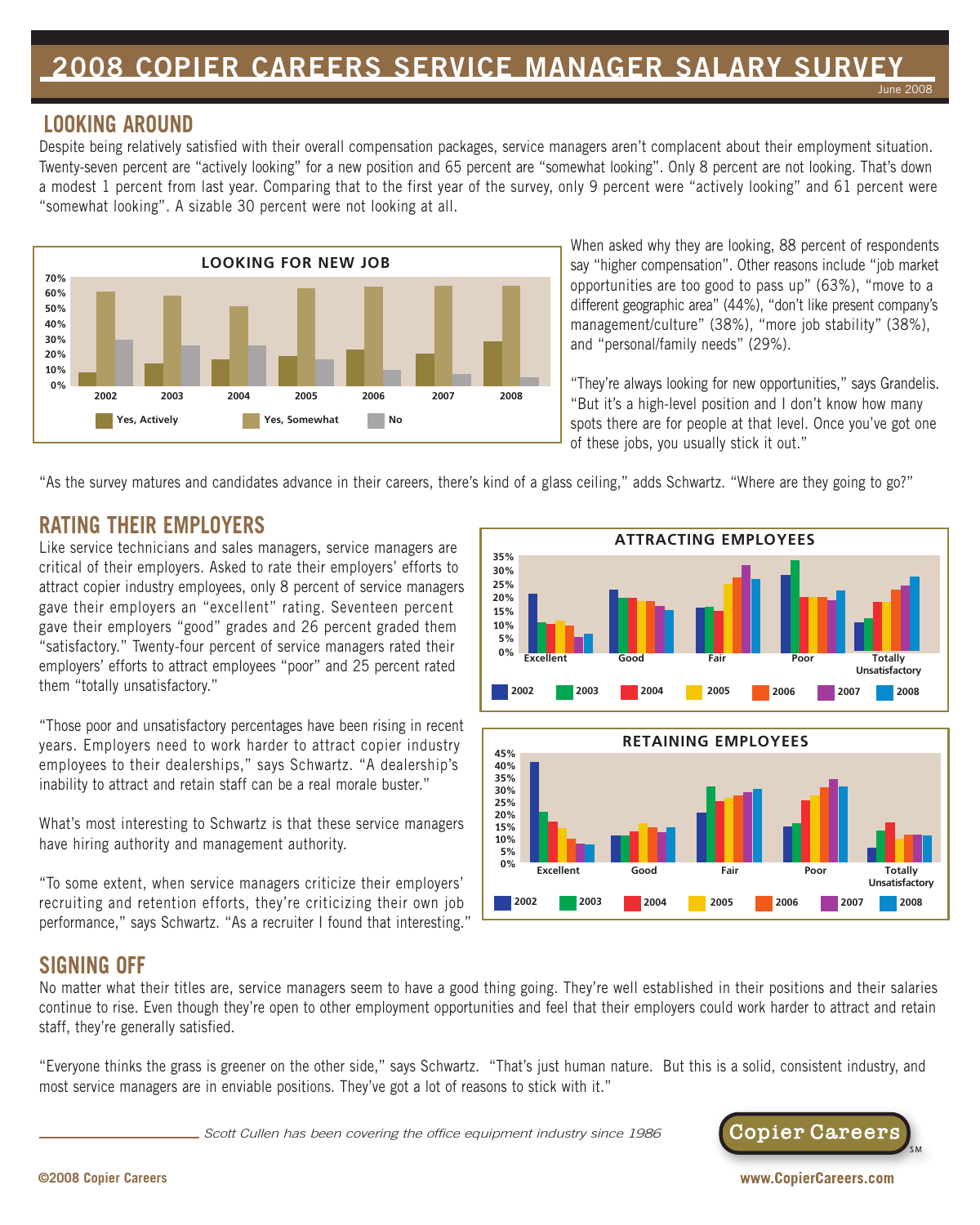# 2008 COPIER CAREERS SERVICE MANAGER SALARY SURVEY

June 2008

## LOOKING AROUND

Despite being relatively satisfied with their overall compensation packages, service managers aren't complacent about their employment situation. Twenty-seven percent are "actively looking" for a new position and 65 percent are "somewhat looking". Only 8 percent are not looking. That's down a modest 1 percent from last year. Comparing that to the first year of the survey, only 9 percent were "actively looking" and 61 percent were "somewhat looking". A sizable 30 percent were not looking at all.

LOOKING FOR NEW JOB

70%
60%
50%
40%
30%
20%
10%
0%

2002 2003 2004 2005 2006 2007 2008

Yes, Actively
Yes, Somewhat
No

When asked why they are looking, 88 percent of respondents say "higher compensation". Other reasons include "job market opportunities are too good to pass up" (63%), "move to a different geographic area" (44%), "don't like present company's management/culture" (38%), "more job stability" (38%), and "personal/family needs" (29%).

"They're always looking for new opportunities," says Grandelis. "But it's a high-level position and I don't know how many spots there are for people at that level. Once you've got one of these jobs, you usually stick it out."

"As the survey matures and candidates advance in their careers, there's kind of a glass ceiling," adds Schwartz. "Where are they going to go?"

## RATING THEIR EMPLOYERS

Like service technicians and sales managers, service managers are critical of their employers. Asked to rate their employers' efforts to attract copier industry employees, only 8 percent of service managers gave their employers an "excellent" rating. Seventeen percent gave their employers "good" grades and 26 percent graded them "satisfactory." Twenty-four percent of service managers rated their employers' efforts to attract employees "poor" and 25 percent rated them "totally unsatisfactory."

"Those poor and unsatisfactory percentages have been rising in recent years. Employers need to work harder to attract copier industry employees to their dealerships," says Schwartz. "A dealership's inability to attract and retain staff can be a real morale buster."

What's most interesting to Schwartz is that these service managers have hiring authority and management authority.

"To some extent, when service managers criticize their employers' recruiting and retention efforts, they're criticizing their own job performance," says Schwartz. "As a recruiter I found that interesting."

ATTRACTING EMPLOYEES

35%
30%
25%
20%
15%
10%
5%
0%

Excellent Good Fair Poor Totally Unsatisfactory

2002 2003 2004 2005 2006 2007 2008

RETAINING EMPLOYEES

45%
40%
35%
30%
25%
20%
15%
10%
5%
0%

Excellent Good Fair Poor Totally Unsatisfactory

2002 2003 2004 2005 2006 2007 2008

## SIGNING OFF

No matter what their titles are, service managers seem to have a good thing going. They're well established in their positions and their salaries continue to rise. Even though they're open to other employment opportunities and feel that their employers could work harder to attract and retain staff, they're generally satisfied.

"Everyone thinks the grass is greener on the other side," says Schwartz. "That's just human nature. But this is a solid, consistent industry, and most service managers are in enviable positions. They've got a lot of reasons to stick with it."

*Scott Cullen has been covering the office equipment industry since 1986*

Copier Careers SM

©2008 Copier Careers

www.CopierCareers.com